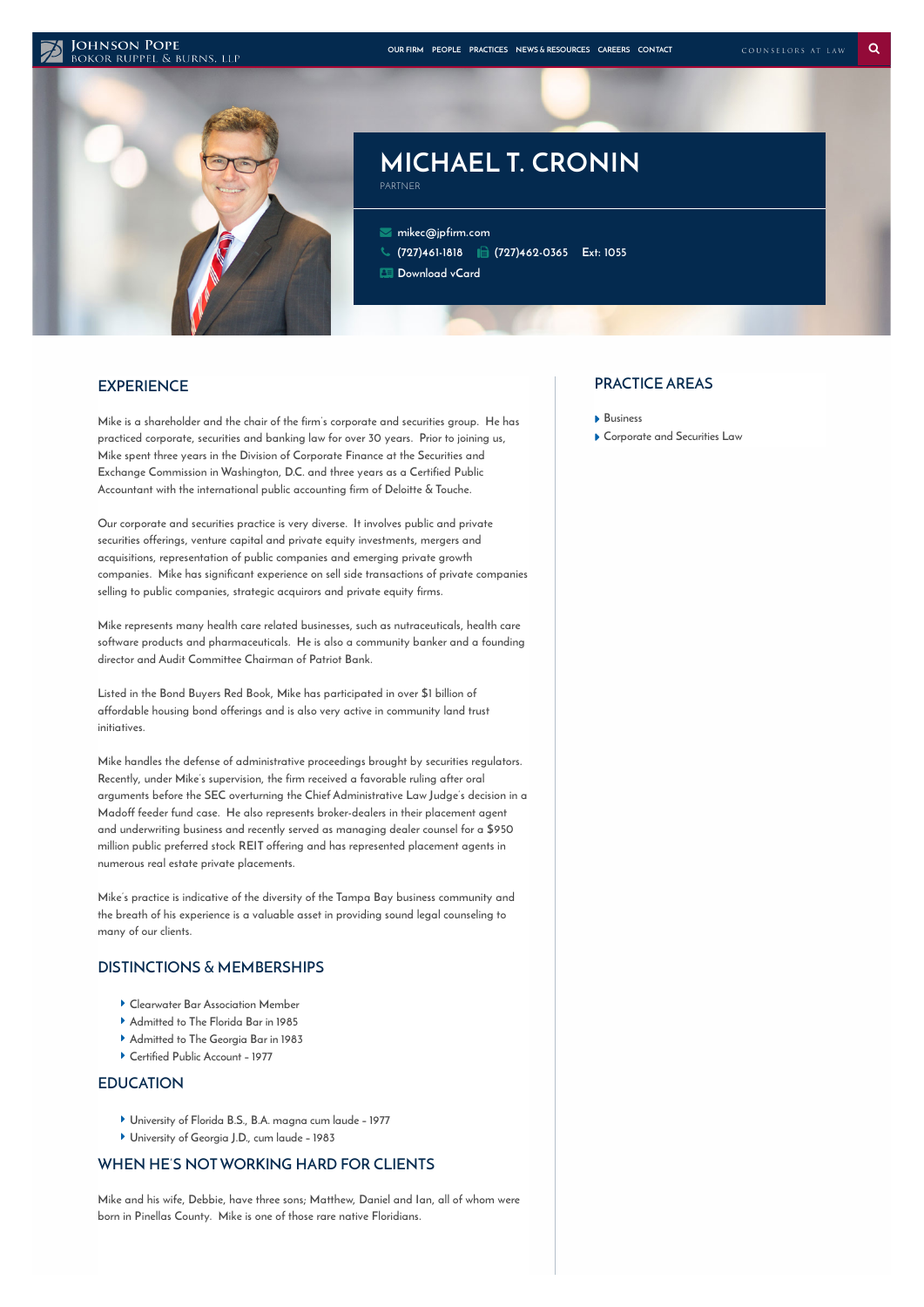JOHNSON POPE
BOKOR RUPPEL & BURNS, LLP

OUR FIRM PEOPLE PRACTICES NEWS & RESOURCES CAREERS CONTACT

COUNSELORS AT LAW

# MICHAEL T. CRONIN

PARTNER

mikec@jpfirm.com
(727)461-1818 (727)462-0365 Ext: 1055
Download vCard

## EXPERIENCE

Mike is a shareholder and the chair of the firm's corporate and securities group. He has practiced corporate, securities and banking law for over 30 years. Prior to joining us, Mike spent three years in the Division of Corporate Finance at the Securities and Exchange Commission in Washington, D.C. and three years as a Certified Public Accountant with the international public accounting firm of Deloitte & Touche.

Our corporate and securities practice is very diverse. It involves public and private securities offerings, venture capital and private equity investments, mergers and acquisitions, representation of public companies and emerging private growth companies. Mike has significant experience on sell side transactions of private companies selling to public companies, strategic acquirors and private equity firms.

Mike represents many health care related businesses, such as nutraceuticals, health care software products and pharmaceuticals. He is also a community banker and a founding director and Audit Committee Chairman of Patriot Bank.

Listed in the Bond Buyers Red Book, Mike has participated in over $1 billion of affordable housing bond offerings and is also very active in community land trust initiatives.

Mike handles the defense of administrative proceedings brought by securities regulators. Recently, under Mike's supervision, the firm received a favorable ruling after oral arguments before the SEC overturning the Chief Administrative Law Judge's decision in a Madoff feeder fund case. He also represents broker-dealers in their placement agent and underwriting business and recently served as managing dealer counsel for a $950 million public preferred stock REIT offering and has represented placement agents in numerous real estate private placements.

Mike's practice is indicative of the diversity of the Tampa Bay business community and the breath of his experience is a valuable asset in providing sound legal counseling to many of our clients.

## DISTINCTIONS & MEMBERSHIPS

- Clearwater Bar Association Member
- Admitted to The Florida Bar in 1985
- Admitted to The Georgia Bar in 1983
- Certified Public Account – 1977

## EDUCATION

- University of Florida B.S., B.A. magna cum laude – 1977
- University of Georgia J.D., cum laude – 1983

## WHEN HE'S NOT WORKING HARD FOR CLIENTS

Mike and his wife, Debbie, have three sons; Matthew, Daniel and Ian, all of whom were born in Pinellas County. Mike is one of those rare native Floridians.

## PRACTICE AREAS

- Business
- Corporate and Securities Law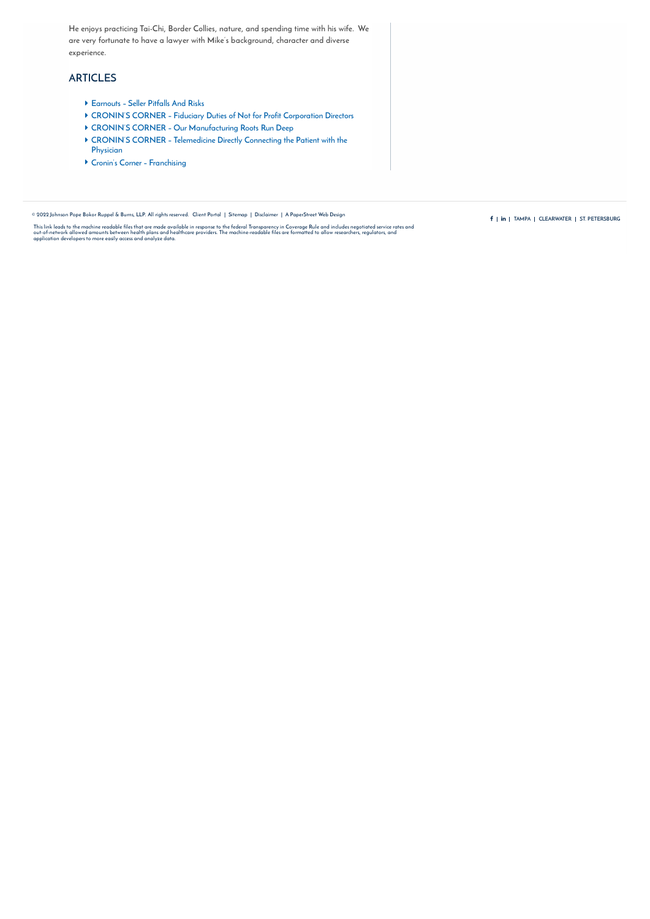He enjoys practicing Tai-Chi, Border Collies, nature, and spending time with his wife. We are very fortunate to have a lawyer with Mike's background, character and diverse experience.

## ARTICLES

- Earnouts – Seller Pitfalls And Risks
- CRONIN'S CORNER – Fiduciary Duties of Not for Profit Corporation Directors
- CRONIN'S CORNER – Our Manufacturing Roots Run Deep
- CRONIN'S CORNER – Telemedicine Directly Connecting the Patient with the Physician
- Cronin's Corner – Franchising

© 2022 Johnson Pope Bokor Ruppel & Burns, LLP. All rights reserved. Client Portal | Sitemap | Disclaimer | A PaperStreet Web Design

This link leads to the machine readable files that are made available in response to the federal Transparency in Coverage Rule and includes negotiated service rates and out-of-network allowed amounts between health plans and healthcare providers. The machine-readable files are formatted to allow researchers, regulators, and application developers to more easily access and analyze data.

f | in | TAMPA | CLEARWATER | ST. PETERSBURG